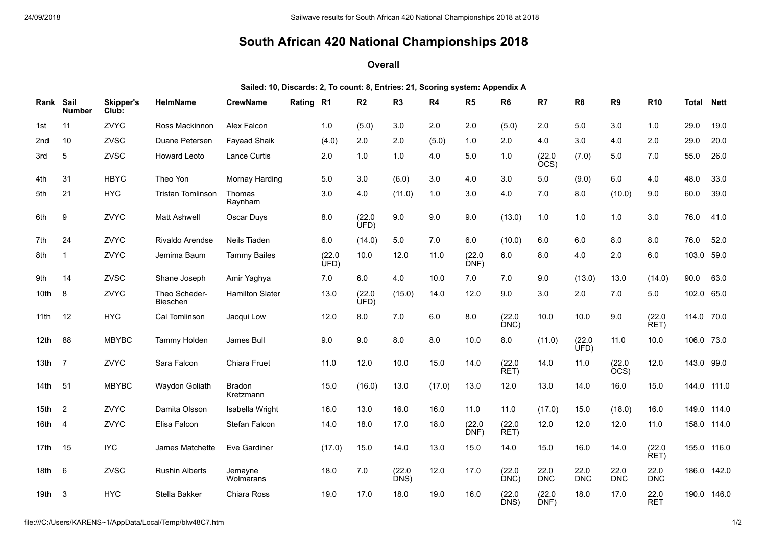# South African 420 National Championships 2018

### Overall

**Sailed: 10, Discards: 2, To count: 8, Entries: 21, Scoring system: Appendix A**

| Rank | Sail Number | Skipper's Club: | HelmName | CrewName | Rating | R1 | R2 | R3 | R4 | R5 | R6 | R7 | R8 | R9 | R10 | Total | Nett |
|---|---|---|---|---|---|---|---|---|---|---|---|---|---|---|---|---|---|
| 1st | 11 | ZVYC | Ross Mackinnon | Alex Falcon | | 1.0 | (5.0) | 3.0 | 2.0 | 2.0 | (5.0) | 2.0 | 5.0 | 3.0 | 1.0 | 29.0 | 19.0 |
| 2nd | 10 | ZVSC | Duane Petersen | Fayaad Shaik | | (4.0) | 2.0 | 2.0 | (5.0) | 1.0 | 2.0 | 4.0 | 3.0 | 4.0 | 2.0 | 29.0 | 20.0 |
| 3rd | 5 | ZVSC | Howard Leoto | Lance Curtis | | 2.0 | 1.0 | 1.0 | 4.0 | 5.0 | 1.0 | (22.0 OCS) | (7.0) | 5.0 | 7.0 | 55.0 | 26.0 |
| 4th | 31 | HBYC | Theo Yon | Mornay Harding | | 5.0 | 3.0 | (6.0) | 3.0 | 4.0 | 3.0 | 5.0 | (9.0) | 6.0 | 4.0 | 48.0 | 33.0 |
| 5th | 21 | HYC | Tristan Tomlinson | Thomas Raynham | | 3.0 | 4.0 | (11.0) | 1.0 | 3.0 | 4.0 | 7.0 | 8.0 | (10.0) | 9.0 | 60.0 | 39.0 |
| 6th | 9 | ZVYC | Matt Ashwell | Oscar Duys | | 8.0 | (22.0 UFD) | 9.0 | 9.0 | 9.0 | (13.0) | 1.0 | 1.0 | 1.0 | 3.0 | 76.0 | 41.0 |
| 7th | 24 | ZVYC | Rivaldo Arendse | Neils Tiaden | | 6.0 | (14.0) | 5.0 | 7.0 | 6.0 | (10.0) | 6.0 | 6.0 | 8.0 | 8.0 | 76.0 | 52.0 |
| 8th | 1 | ZVYC | Jemima Baum | Tammy Bailes | | (22.0 UFD) | 10.0 | 12.0 | 11.0 | (22.0 DNF) | 6.0 | 8.0 | 4.0 | 2.0 | 6.0 | 103.0 | 59.0 |
| 9th | 14 | ZVSC | Shane Joseph | Amir Yaghya | | 7.0 | 6.0 | 4.0 | 10.0 | 7.0 | 7.0 | 9.0 | (13.0) | 13.0 | (14.0) | 90.0 | 63.0 |
| 10th | 8 | ZVYC | Theo Scheder-Bieschen | Hamilton Slater | | 13.0 | (22.0 UFD) | (15.0) | 14.0 | 12.0 | 9.0 | 3.0 | 2.0 | 7.0 | 5.0 | 102.0 | 65.0 |
| 11th | 12 | HYC | Cal Tomlinson | Jacqui Low | | 12.0 | 8.0 | 7.0 | 6.0 | 8.0 | (22.0 DNC) | 10.0 | 10.0 | 9.0 | (22.0 RET) | 114.0 | 70.0 |
| 12th | 88 | MBYBC | Tammy Holden | James Bull | | 9.0 | 9.0 | 8.0 | 8.0 | 10.0 | 8.0 | (11.0) | (22.0 UFD) | 11.0 | 10.0 | 106.0 | 73.0 |
| 13th | 7 | ZVYC | Sara Falcon | Chiara Fruet | | 11.0 | 12.0 | 10.0 | 15.0 | 14.0 | (22.0 RET) | 14.0 | 11.0 | (22.0 OCS) | 12.0 | 143.0 | 99.0 |
| 14th | 51 | MBYBC | Waydon Goliath | Bradon Kretzmann | | 15.0 | (16.0) | 13.0 | (17.0) | 13.0 | 12.0 | 13.0 | 14.0 | 16.0 | 15.0 | 144.0 | 111.0 |
| 15th | 2 | ZVYC | Damita Olsson | Isabella Wright | | 16.0 | 13.0 | 16.0 | 16.0 | 11.0 | 11.0 | (17.0) | 15.0 | (18.0) | 16.0 | 149.0 | 114.0 |
| 16th | 4 | ZVYC | Elisa Falcon | Stefan Falcon | | 14.0 | 18.0 | 17.0 | 18.0 | (22.0 DNF) | (22.0 RET) | 12.0 | 12.0 | 12.0 | 11.0 | 158.0 | 114.0 |
| 17th | 15 | IYC | James Matchette | Eve Gardiner | | (17.0) | 15.0 | 14.0 | 13.0 | 15.0 | 14.0 | 15.0 | 16.0 | 14.0 | (22.0 RET) | 155.0 | 116.0 |
| 18th | 6 | ZVSC | Rushin Alberts | Jemayne Wolmarans | | 18.0 | 7.0 | (22.0 DNS) | 12.0 | 17.0 | (22.0 DNC) | 22.0 DNC | 22.0 DNC | 22.0 DNC | 22.0 DNC | 186.0 | 142.0 |
| 19th | 3 | HYC | Stella Bakker | Chiara Ross | | 19.0 | 17.0 | 18.0 | 19.0 | 16.0 | (22.0 DNS) | (22.0 DNF) | 18.0 | 17.0 | 22.0 RET | 190.0 | 146.0 |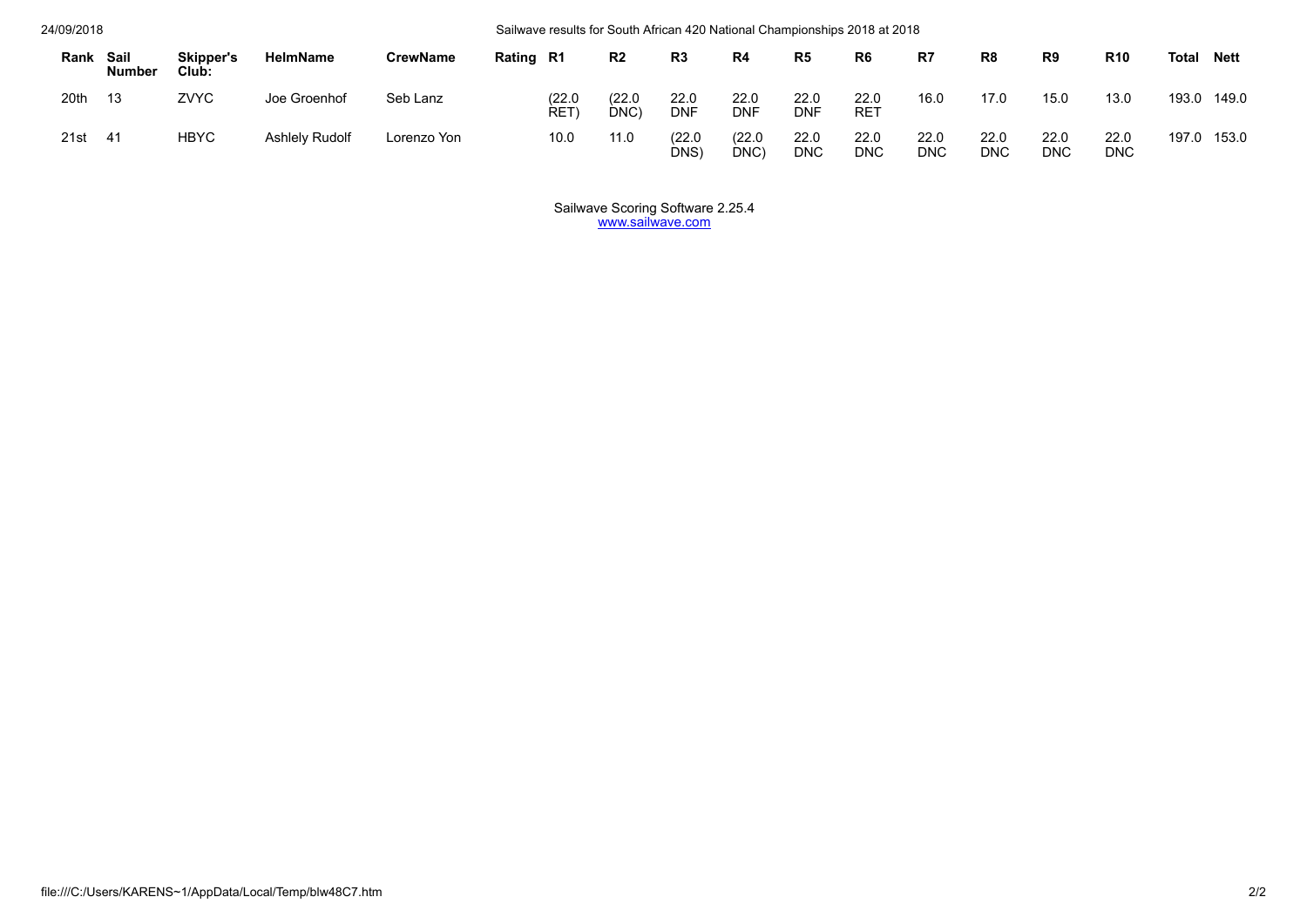| Rank | Sail Number | Skipper's Club: | HelmName | CrewName | Rating | R1 | R2 | R3 | R4 | R5 | R6 | R7 | R8 | R9 | R10 | Total | Nett |
|---|---|---|---|---|---|---|---|---|---|---|---|---|---|---|---|---|---|
| 20th | 13 | ZVYC | Joe Groenhof | Seb Lanz | | (22.0 RET) | (22.0 DNC) | 22.0 DNF | 22.0 DNF | 22.0 DNF | 22.0 RET | 16.0 | 17.0 | 15.0 | 13.0 | 193.0 | 149.0 |
| 21st | 41 | HBYC | Ashlely Rudolf | Lorenzo Yon | | 10.0 | 11.0 | (22.0 DNS) | (22.0 DNC) | 22.0 DNC | 22.0 DNC | 22.0 DNC | 22.0 DNC | 22.0 DNC | 22.0 DNC | 197.0 | 153.0 |

Sailwave Scoring Software 2.25.4
www.sailwave.com